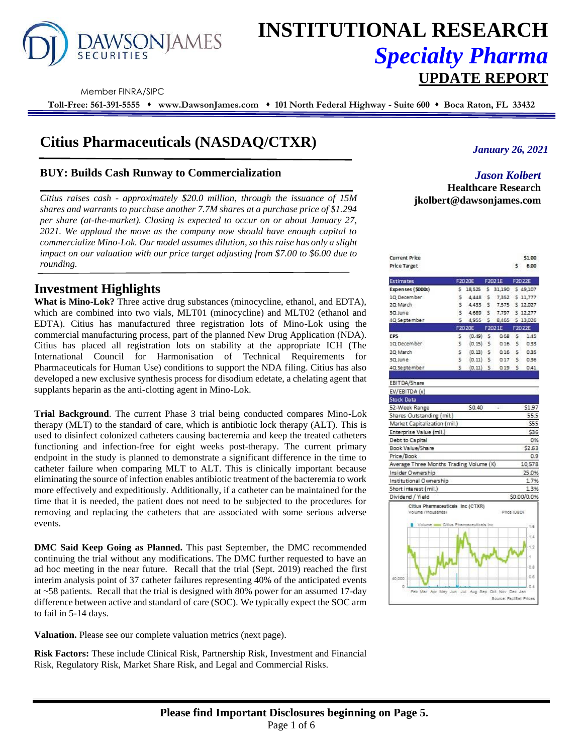# INSTITUTIONAL RESEARCH

## *Specialty Pharma*

## UPDATE REPORT

Member FINRA/SIPC

**Toll-Free: 561-391-5555 ♦ www.DawsonJames.com ♦ 101 North Federal Highway - Suite 600 ♦ Boca Raton, FL 33432**

# Citius Pharmaceuticals (NASDAQ/CTXR)

*January 26, 2021*

*Jason Kolbert*
**Healthcare Research**
**jkolbert@dawsonjames.com**

### BUY: Builds Cash Runway to Commercialization

*Citius raises cash - approximately $20.0 million, through the issuance of 15M shares and warrants to purchase another 7.7M shares at a purchase price of $1.294 per share (at-the-market). Closing is expected to occur on or about January 27, 2021. We applaud the move as the company now should have enough capital to commercialize Mino-Lok. Our model assumes dilution, so this raise has only a slight impact on our valuation with our price target adjusting from $7.00 to $6.00 due to rounding.*

## Investment Highlights

**What is Mino-Lok?** Three active drug substances (minocycline, ethanol, and EDTA), which are combined into two vials, MLT01 (minocycline) and MLT02 (ethanol and EDTA). Citius has manufactured three registration lots of Mino-Lok using the commercial manufacturing process, part of the planned New Drug Application (NDA). Citius has placed all registration lots on stability at the appropriate ICH (The International Council for Harmonisation of Technical Requirements for Pharmaceuticals for Human Use) conditions to support the NDA filing. Citius has also developed a new exclusive synthesis process for disodium edetate, a chelating agent that supplants heparin as the anti-clotting agent in Mino-Lok.

**Trial Background**. The current Phase 3 trial being conducted compares Mino-Lok therapy (MLT) to the standard of care, which is antibiotic lock therapy (ALT). This is used to disinfect colonized catheters causing bacteremia and keep the treated catheters functioning and infection-free for eight weeks post-therapy. The current primary endpoint in the study is planned to demonstrate a significant difference in the time to catheter failure when comparing MLT to ALT. This is clinically important because eliminating the source of infection enables antibiotic treatment of the bacteremia to work more effectively and expeditiously. Additionally, if a catheter can be maintained for the time that it is needed, the patient does not need to be subjected to the procedures for removing and replacing the catheters that are associated with some serious adverse events.

**DMC Said Keep Going as Planned.** This past September, the DMC recommended continuing the trial without any modifications. The DMC further requested to have an ad hoc meeting in the near future. Recall that the trial (Sept. 2019) reached the first interim analysis point of 37 catheter failures representing 40% of the anticipated events at ~58 patients. Recall that the trial is designed with 80% power for an assumed 17-day difference between active and standard of care (SOC). We typically expect the SOC arm to fail in 5-14 days.

**Valuation.** Please see our complete valuation metrics (next page).

**Risk Factors:** These include Clinical Risk, Partnership Risk, Investment and Financial Risk, Regulatory Risk, Market Share Risk, and Legal and Commercial Risks.

| | |
|---|---|
| Current Price | $1.00 |
| Price Target | $ 6.00 |

| Estimates | F2020E | F2021E | F2022E |
|---|---|---|---|
| Expenses ($000s) | $ 18,525 | $ 31,190 | $ 49,107 |
| 1Q December | $ 4,448 | $ 7,352 | $ 11,777 |
| 2Q March | $ 4,433 | $ 7,575 | $ 12,027 |
| 3Q June | $ 4,689 | $ 7,797 | $ 12,277 |
| 4Q September | $ 4,955 | $ 8,465 | $ 13,026 |
| | **F2020E** | **F2021E** | **F2022E** |
| EPS | $ (0.49) | $ 0.68 | $ 1.45 |
| 1Q December | $ (0.15) | $ 0.16 | $ 0.33 |
| 2Q March | $ (0.13) | $ 0.16 | $ 0.35 |
| 3Q June | $ (0.11) | $ 0.17 | $ 0.36 |
| 4Q September | $ (0.11) | $ 0.19 | $ 0.41 |

| | |
|---|---|
| EBITDA/Share | |
| EV/EBITDA (x) | |
| **Stock Data** | |
| 52-Week Range | $0.40 - $1.97 |
| Shares Outstanding (mil.) | 55.5 |
| Market Capitalization (mil.) | $55 |
| Enterprise Value (mil.) | $36 |
| Debt to Capital | 0% |
| Book Value/Share | $2.63 |
| Price/Book | 0.9 |
| Average Three Months Trading Volume (K) | 10,578 |
| Insider Ownership | 25.0% |
| Institutional Ownership | 1.7% |
| Short interest (mil.) | 1.3% |
| Dividend / Yield | $0.00/0.0% |

Citius Pharmaceuticals Inc (CTXR) Volume (Thousands) Price (USD)

Source: FactSet Prices

**Please find Important Disclosures beginning on Page 5.**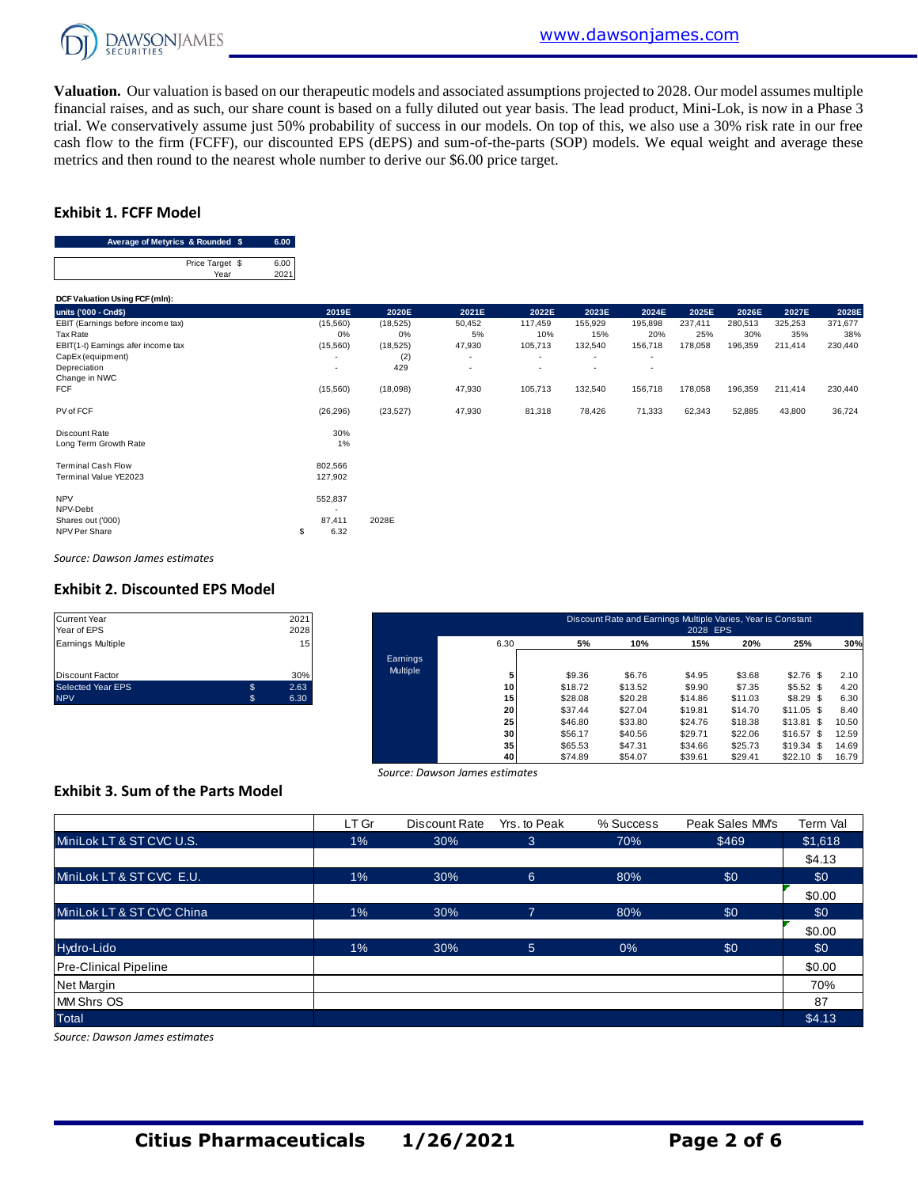**Valuation.** Our valuation is based on our therapeutic models and associated assumptions projected to 2028. Our model assumes multiple financial raises, and as such, our share count is based on a fully diluted out year basis. The lead product, Mini-Lok, is now in a Phase 3 trial. We conservatively assume just 50% probability of success in our models. On top of this, we also use a 30% risk rate in our free cash flow to the firm (FCFF), our discounted EPS (dEPS) and sum-of-the-parts (SOP) models. We equal weight and average these metrics and then round to the nearest whole number to derive our $6.00 price target.

### Exhibit 1. FCFF Model

| Average of Metyrics & Rounded $ | 6.00 |
|---|---|
| Price Target $ | 6.00 |
| Year | 2021 |

**DCF Valuation Using FCF (mln):**

| units ('000 - Cnd$) | 2019E | 2020E | 2021E | 2022E | 2023E | 2024E | 2025E | 2026E | 2027E | 2028E |
|---|---|---|---|---|---|---|---|---|---|---|
| EBIT (Earnings before income tax) | (15,560) | (18,525) | 50,452 | 117,459 | 155,929 | 195,898 | 237,411 | 280,513 | 325,253 | 371,677 |
| Tax Rate | 0% | 0% | 5% | 10% | 15% | 20% | 25% | 30% | 35% | 38% |
| EBIT(1-t) Earnings afer income tax | (15,560) | (18,525) | 47,930 | 105,713 | 132,540 | 156,718 | 178,058 | 196,359 | 211,414 | 230,440 |
| CapEx (equipment) | - | (2) | - | - | - | - | | | | |
| Depreciation | - | 429 | - | - | - | - | | | | |
| Change in NWC | | | | | | | | | | |
| FCF | (15,560) | (18,098) | 47,930 | 105,713 | 132,540 | 156,718 | 178,058 | 196,359 | 211,414 | 230,440 |
| | | | | | | | | | | |
| PV of FCF | (26,296) | (23,527) | 47,930 | 81,318 | 78,426 | 71,333 | 62,343 | 52,885 | 43,800 | 36,724 |
| | | | | | | | | | | |
| Discount Rate | 30% | | | | | | | | | |
| Long Term Growth Rate | 1% | | | | | | | | | |
| | | | | | | | | | | |
| Terminal Cash Flow | 802,566 | | | | | | | | | |
| Terminal Value YE2023 | 127,902 | | | | | | | | | |
| | | | | | | | | | | |
| NPV | 552,837 | | | | | | | | | |
| NPV-Debt | - | | | | | | | | | |
| Shares out ('000) | 87,411 | 2028E | | | | | | | | |
| NPV Per Share | $ 6.32 | | | | | | | | | |

*Source: Dawson James estimates*

### Exhibit 2. Discounted EPS Model

| | | |
|---|---|---|
| Current Year | | 2021 |
| Year of EPS | | 2028 |
| Earnings Multiple | | 15 |
| Discount Factor | | 30% |
| Selected Year EPS | $ | 2.63 |
| NPV | $ | 6.30 |

Discount Rate and Earnings Multiple Varies, Year is Constant — 2028 EPS

| | 6.30 | 5% | 10% | 15% | 20% | 25% | 30% |
|---|---|---|---|---|---|---|---|
| Earnings Multiple | 5 | $9.36 | $6.76 | $4.95 | $3.68 | $2.76 | $ 2.10 |
| | 10 | $18.72 | $13.52 | $9.90 | $7.35 | $5.52 | $ 4.20 |
| | 15 | $28.08 | $20.28 | $14.86 | $11.03 | $8.29 | $ 6.30 |
| | 20 | $37.44 | $27.04 | $19.81 | $14.70 | $11.05 | $ 8.40 |
| | 25 | $46.80 | $33.80 | $24.76 | $18.38 | $13.81 | $ 10.50 |
| | 30 | $56.17 | $40.56 | $29.71 | $22.06 | $16.57 | $ 12.59 |
| | 35 | $65.53 | $47.31 | $34.66 | $25.73 | $19.34 | $ 14.69 |
| | 40 | $74.89 | $54.07 | $39.61 | $29.41 | $22.10 | $ 16.79 |

*Source: Dawson James estimates*

### Exhibit 3. Sum of the Parts Model

| | LT Gr | Discount Rate | Yrs. to Peak | % Success | Peak Sales MM's | Term Val |
|---|---|---|---|---|---|---|
| MiniLok LT & ST CVC U.S. | 1% | 30% | 3 | 70% | $469 | $1,618 |
| | | | | | | $4.13 |
| MiniLok LT & ST CVC E.U. | 1% | 30% | 6 | 80% | $0 | $0 |
| | | | | | | $0.00 |
| MiniLok LT & ST CVC China | 1% | 30% | 7 | 80% | $0 | $0 |
| | | | | | | $0.00 |
| Hydro-Lido | 1% | 30% | 5 | 0% | $0 | $0 |
| Pre-Clinical Pipeline | | | | | | $0.00 |
| Net Margin | | | | | | 70% |
| MM Shrs OS | | | | | | 87 |
| Total | | | | | | $4.13 |

*Source: Dawson James estimates*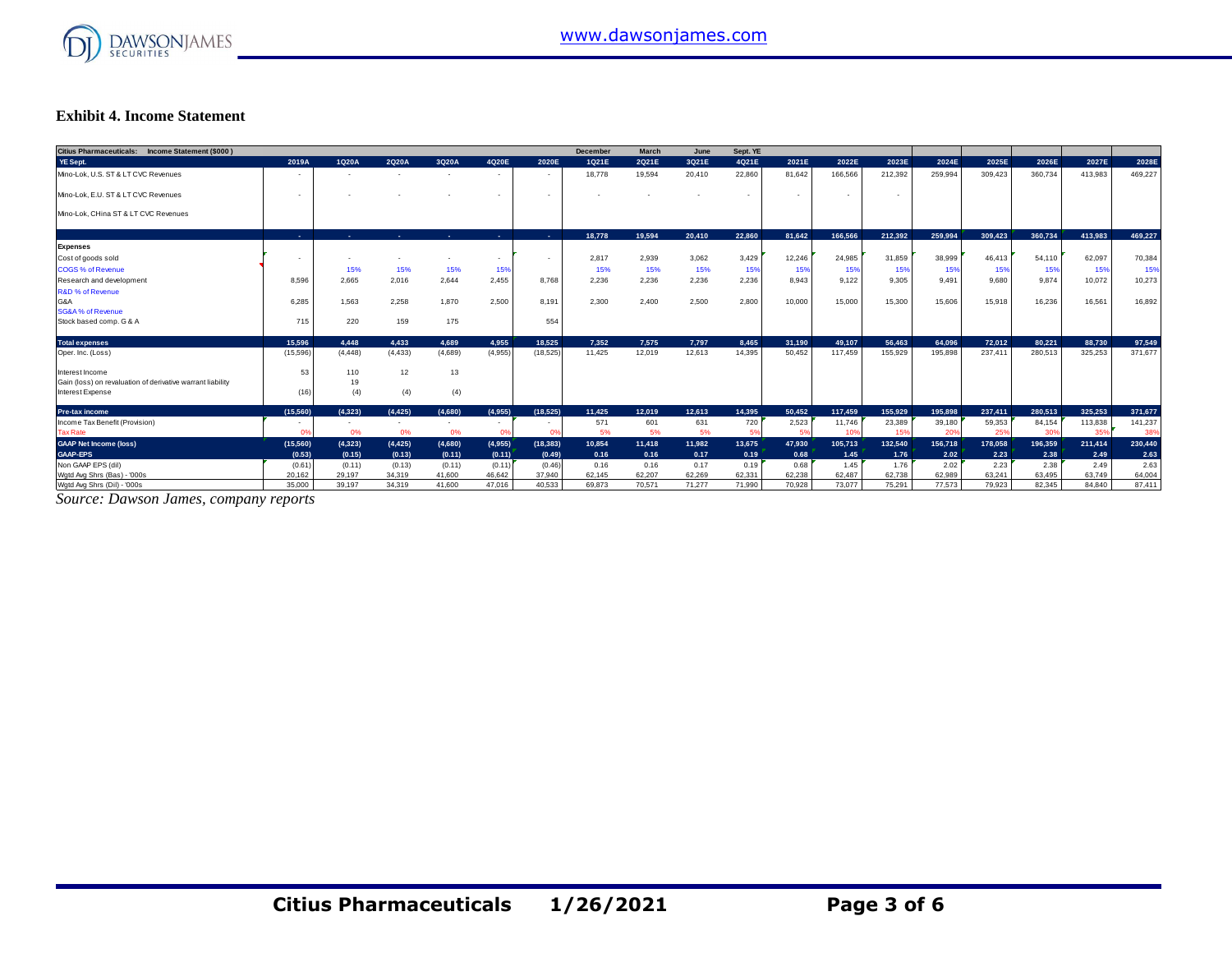### Exhibit 4. Income Statement

| Citius Pharmaceuticals: Income Statement ($000 ) | | | | | | | December | March | June | Sept. YE | | | | | | | | |
|---|---|---|---|---|---|---|---|---|---|---|---|---|---|---|---|---|---|---|
| YE Sept. | 2019A | 1Q20A | 2Q20A | 3Q20A | 4Q20E | 2020E | 1Q21E | 2Q21E | 3Q21E | 4Q21E | 2021E | 2022E | 2023E | 2024E | 2025E | 2026E | 2027E | 2028E |
| Mino-Lok, U.S. ST & LT CVC Revenues | - | - | - | - | - | - | 18,778 | 19,594 | 20,410 | 22,860 | 81,642 | 166,566 | 212,392 | 259,994 | 309,423 | 360,734 | 413,983 | 469,227 |
| Mino-Lok, E.U. ST & LT CVC Revenues | - | - | - | - | - | - | - | - | - | - | - | - | - | | | | | |
| Mino-Lok, CHina ST & LT CVC Revenues | | | | | | | | | | | | | | | | | | |
| | - | - | - | - | - | - | 18,778 | 19,594 | 20,410 | 22,860 | 81,642 | 166,566 | 212,392 | 259,994 | 309,423 | 360,734 | 413,983 | 469,227 |
| **Expenses** | | | | | | | | | | | | | | | | | | |
| Cost of goods sold | - | - | - | - | - | - | 2,817 | 2,939 | 3,062 | 3,429 | 12,246 | 24,985 | 31,859 | 38,999 | 46,413 | 54,110 | 62,097 | 70,384 |
| COGS % of Revenue | | 15% | 15% | 15% | 15% | | 15% | 15% | 15% | 15% | 15% | 15% | 15% | 15% | 15% | 15% | 15% | 15% |
| Research and development | 8,596 | 2,665 | 2,016 | 2,644 | 2,455 | 8,768 | 2,236 | 2,236 | 2,236 | 2,236 | 8,943 | 9,122 | 9,305 | 9,491 | 9,680 | 9,874 | 10,072 | 10,273 |
| R&D % of Revenue | | | | | | | | | | | | | | | | | | |
| G&A | 6,285 | 1,563 | 2,258 | 1,870 | 2,500 | 8,191 | 2,300 | 2,400 | 2,500 | 2,800 | 10,000 | 15,000 | 15,300 | 15,606 | 15,918 | 16,236 | 16,561 | 16,892 |
| SG&A % of Revenue | | | | | | | | | | | | | | | | | | |
| Stock based comp. G & A | 715 | 220 | 159 | 175 | | 554 | | | | | | | | | | | | |
| **Total expenses** | 15,596 | 4,448 | 4,433 | 4,689 | 4,955 | 18,525 | 7,352 | 7,575 | 7,797 | 8,465 | 31,190 | 49,107 | 56,463 | 64,096 | 72,012 | 80,221 | 88,730 | 97,549 |
| Oper. Inc. (Loss) | (15,596) | (4,448) | (4,433) | (4,689) | (4,955) | (18,525) | 11,425 | 12,019 | 12,613 | 14,395 | 50,452 | 117,459 | 155,929 | 195,898 | 237,411 | 280,513 | 325,253 | 371,677 |
| Interest Income | 53 | 110 | 12 | 13 | | | | | | | | | | | | | | |
| Gain (loss) on revaluation of derivative warrant liability | | 19 | | | | | | | | | | | | | | | | |
| Interest Expense | (16) | (4) | (4) | (4) | | | | | | | | | | | | | | |
| **Pre-tax income** | (15,560) | (4,323) | (4,425) | (4,680) | (4,955) | (18,525) | 11,425 | 12,019 | 12,613 | 14,395 | 50,452 | 117,459 | 155,929 | 195,898 | 237,411 | 280,513 | 325,253 | 371,677 |
| Income Tax Benefit (Provision) | - | - | - | - | - | - | 571 | 601 | 631 | 720 | 2,523 | 11,746 | 23,389 | 39,180 | 59,353 | 84,154 | 113,838 | 141,237 |
| Tax Rate | 0% | 0% | 0% | 0% | 0% | 0% | 5% | 5% | 5% | 5% | 5% | 10% | 15% | 20% | 25% | 30% | 35% | 38% |
| **GAAP Net Income (loss)** | (15,560) | (4,323) | (4,425) | (4,680) | (4,955) | (18,383) | 10,854 | 11,418 | 11,982 | 13,675 | 47,930 | 105,713 | 132,540 | 156,718 | 178,058 | 196,359 | 211,414 | 230,440 |
| **GAAP-EPS** | (0.53) | (0.15) | (0.13) | (0.11) | (0.11) | (0.49) | 0.16 | 0.16 | 0.17 | 0.19 | 0.68 | 1.45 | 1.76 | 2.02 | 2.23 | 2.38 | 2.49 | 2.63 |
| Non GAAP EPS (dil) | (0.61) | (0.11) | (0.13) | (0.11) | (0.11) | (0.46) | 0.16 | 0.16 | 0.17 | 0.19 | 0.68 | 1.45 | 1.76 | 2.02 | 2.23 | 2.38 | 2.49 | 2.63 |
| Wgtd Avg Shrs (Bas) - '000s | 20,162 | 29,197 | 34,319 | 41,600 | 46,642 | 37,940 | 62,145 | 62,207 | 62,269 | 62,331 | 62,238 | 62,487 | 62,738 | 62,989 | 63,241 | 63,495 | 63,749 | 64,004 |
| Wgtd Avg Shrs (Dil) - '000s | 35,000 | 39,197 | 34,319 | 41,600 | 47,016 | 40,533 | 69,873 | 70,571 | 71,277 | 71,990 | 70,928 | 73,077 | 75,291 | 77,573 | 79,923 | 82,345 | 84,840 | 87,411 |

*Source: Dawson James, company reports*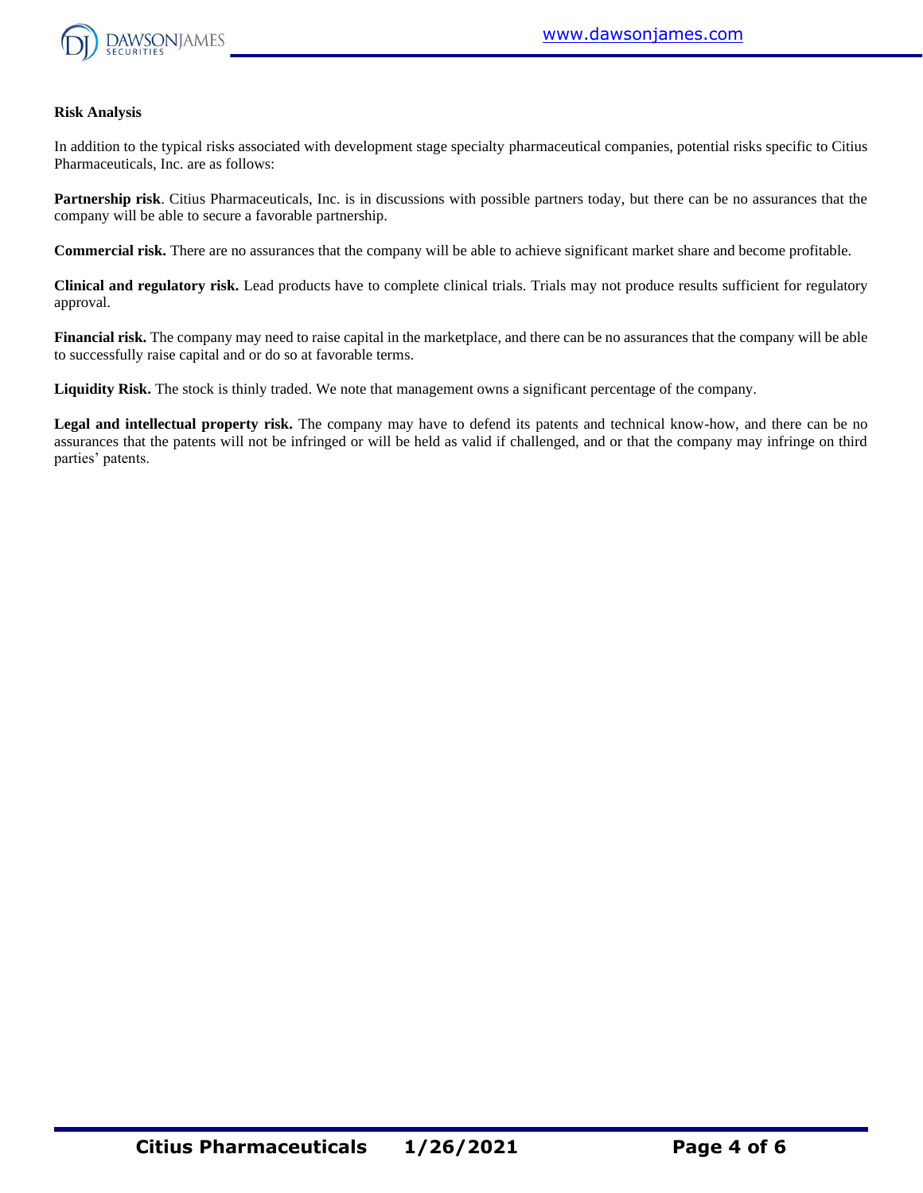**Risk Analysis**

In addition to the typical risks associated with development stage specialty pharmaceutical companies, potential risks specific to Citius Pharmaceuticals, Inc. are as follows:

**Partnership risk**. Citius Pharmaceuticals, Inc. is in discussions with possible partners today, but there can be no assurances that the company will be able to secure a favorable partnership.

**Commercial risk.** There are no assurances that the company will be able to achieve significant market share and become profitable.

**Clinical and regulatory risk.** Lead products have to complete clinical trials. Trials may not produce results sufficient for regulatory approval.

**Financial risk.** The company may need to raise capital in the marketplace, and there can be no assurances that the company will be able to successfully raise capital and or do so at favorable terms.

**Liquidity Risk.** The stock is thinly traded. We note that management owns a significant percentage of the company.

**Legal and intellectual property risk.** The company may have to defend its patents and technical know-how, and there can be no assurances that the patents will not be infringed or will be held as valid if challenged, and or that the company may infringe on third parties' patents.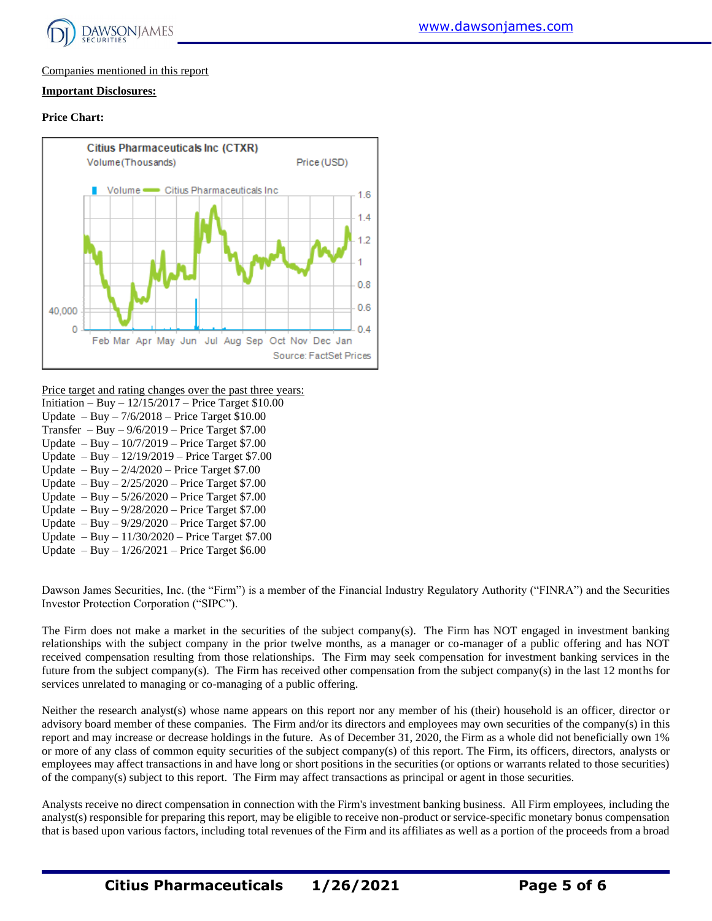Companies mentioned in this report

**Important Disclosures:**

**Price Chart:**

Citius Pharmaceuticals Inc (CTXR)

Volume (Thousands) Price (USD)

Volume Citius Pharmaceuticals Inc

Source: FactSet Prices

Price target and rating changes over the past three years:

Initiation – Buy – 12/15/2017 – Price Target $10.00
Update – Buy – 7/6/2018 – Price Target $10.00
Transfer – Buy – 9/6/2019 – Price Target $7.00
Update – Buy – 10/7/2019 – Price Target $7.00
Update – Buy – 12/19/2019 – Price Target $7.00
Update – Buy – 2/4/2020 – Price Target $7.00
Update – Buy – 2/25/2020 – Price Target $7.00
Update – Buy – 5/26/2020 – Price Target $7.00
Update – Buy – 9/28/2020 – Price Target $7.00
Update – Buy – 9/29/2020 – Price Target $7.00
Update – Buy – 11/30/2020 – Price Target $7.00
Update – Buy – 1/26/2021 – Price Target $6.00

Dawson James Securities, Inc. (the "Firm") is a member of the Financial Industry Regulatory Authority ("FINRA") and the Securities Investor Protection Corporation ("SIPC").

The Firm does not make a market in the securities of the subject company(s). The Firm has NOT engaged in investment banking relationships with the subject company in the prior twelve months, as a manager or co-manager of a public offering and has NOT received compensation resulting from those relationships. The Firm may seek compensation for investment banking services in the future from the subject company(s). The Firm has received other compensation from the subject company(s) in the last 12 months for services unrelated to managing or co-managing of a public offering.

Neither the research analyst(s) whose name appears on this report nor any member of his (their) household is an officer, director or advisory board member of these companies. The Firm and/or its directors and employees may own securities of the company(s) in this report and may increase or decrease holdings in the future. As of December 31, 2020, the Firm as a whole did not beneficially own 1% or more of any class of common equity securities of the subject company(s) of this report. The Firm, its officers, directors, analysts or employees may affect transactions in and have long or short positions in the securities (or options or warrants related to those securities) of the company(s) subject to this report. The Firm may affect transactions as principal or agent in those securities.

Analysts receive no direct compensation in connection with the Firm's investment banking business. All Firm employees, including the analyst(s) responsible for preparing this report, may be eligible to receive non-product or service-specific monetary bonus compensation that is based upon various factors, including total revenues of the Firm and its affiliates as well as a portion of the proceeds from a broad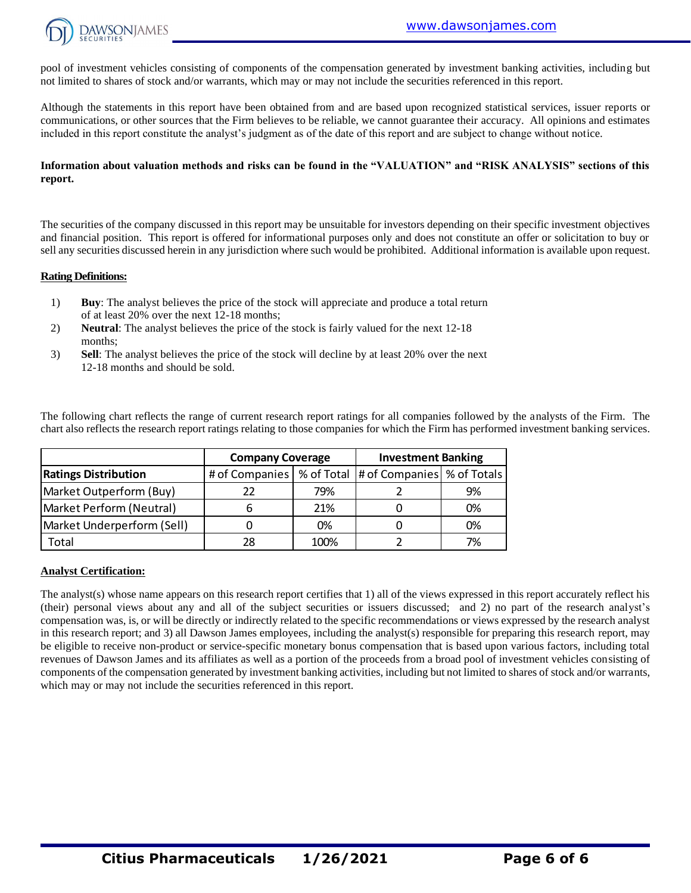pool of investment vehicles consisting of components of the compensation generated by investment banking activities, including but not limited to shares of stock and/or warrants, which may or may not include the securities referenced in this report.

Although the statements in this report have been obtained from and are based upon recognized statistical services, issuer reports or communications, or other sources that the Firm believes to be reliable, we cannot guarantee their accuracy. All opinions and estimates included in this report constitute the analyst's judgment as of the date of this report and are subject to change without notice.

**Information about valuation methods and risks can be found in the "VALUATION" and "RISK ANALYSIS" sections of this report.**

The securities of the company discussed in this report may be unsuitable for investors depending on their specific investment objectives and financial position. This report is offered for informational purposes only and does not constitute an offer or solicitation to buy or sell any securities discussed herein in any jurisdiction where such would be prohibited. Additional information is available upon request.

**Rating Definitions:**

1) **Buy**: The analyst believes the price of the stock will appreciate and produce a total return of at least 20% over the next 12-18 months;
2) **Neutral**: The analyst believes the price of the stock is fairly valued for the next 12-18 months;
3) **Sell**: The analyst believes the price of the stock will decline by at least 20% over the next 12-18 months and should be sold.

The following chart reflects the range of current research report ratings for all companies followed by the analysts of the Firm. The chart also reflects the research report ratings relating to those companies for which the Firm has performed investment banking services.

| | Company Coverage | | Investment Banking | |
|---|---|---|---|---|
| **Ratings Distribution** | # of Companies | % of Total | # of Companies | % of Totals |
| Market Outperform (Buy) | 22 | 79% | 2 | 9% |
| Market Perform (Neutral) | 6 | 21% | 0 | 0% |
| Market Underperform (Sell) | 0 | 0% | 0 | 0% |
| Total | 28 | 100% | 2 | 7% |

**Analyst Certification:**

The analyst(s) whose name appears on this research report certifies that 1) all of the views expressed in this report accurately reflect his (their) personal views about any and all of the subject securities or issuers discussed; and 2) no part of the research analyst's compensation was, is, or will be directly or indirectly related to the specific recommendations or views expressed by the research analyst in this research report; and 3) all Dawson James employees, including the analyst(s) responsible for preparing this research report, may be eligible to receive non-product or service-specific monetary bonus compensation that is based upon various factors, including total revenues of Dawson James and its affiliates as well as a portion of the proceeds from a broad pool of investment vehicles consisting of components of the compensation generated by investment banking activities, including but not limited to shares of stock and/or warrants, which may or may not include the securities referenced in this report.